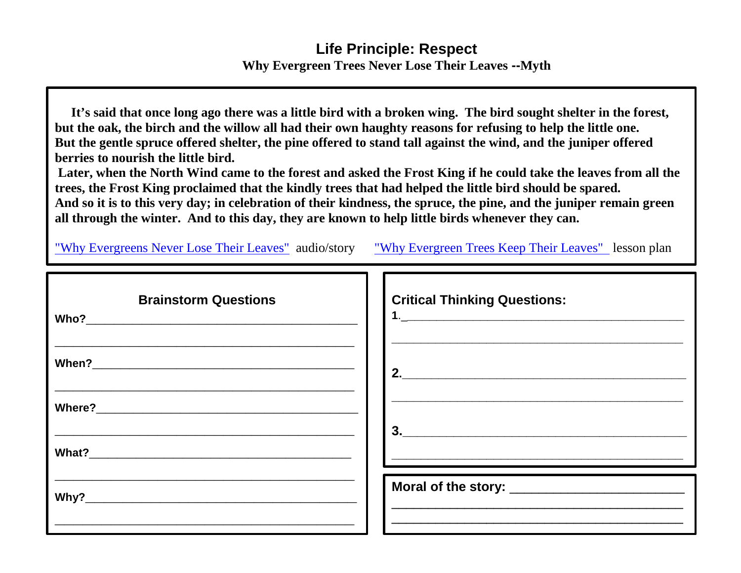# Life Principle: Respect

## Why Evergreen Trees Never Lose Their Leaves --Myth

**It's said that once long ago there was a little bird with a broken wing. The bird sought shelter in the forest, but the oak, the birch and the willow all had their own haughty reasons for refusing to help the little one. But the gentle spruce offered shelter, the pine offered to stand tall against the wind, and the juniper offered berries to nourish the little bird.**

**Later, when the North Wind came to the forest and asked the Frost King if he could take the leaves from all the trees, the Frost King proclaimed that the kindly trees that had helped the little bird should be spared. And so it is to this very day; in celebration of their kindness, the spruce, the pine, and the juniper remain green all through the winter. And to this day, they are known to help little birds whenever they can.**

"Why Evergreens Never Lose Their Leaves" audio/story "Why Evergreen Trees Keep Their Leaves" lesson plan

### Brainstorm Questions

**Who?**_____________________________________________

_____________________________________________

**When?**_____________________________________________

_____________________________________________

**Where?**_____________________________________________

_____________________________________________

**What?**_____________________________________________

_____________________________________________

**Why?**_____________________________________________

_____________________________________________

### Critical Thinking Questions:

**1.**_____________________________________________

_____________________________________________

**2.**_____________________________________________

_____________________________________________

**3.**_____________________________________________

_____________________________________________

**Moral of the story:** _________________________

_____________________________________________

_____________________________________________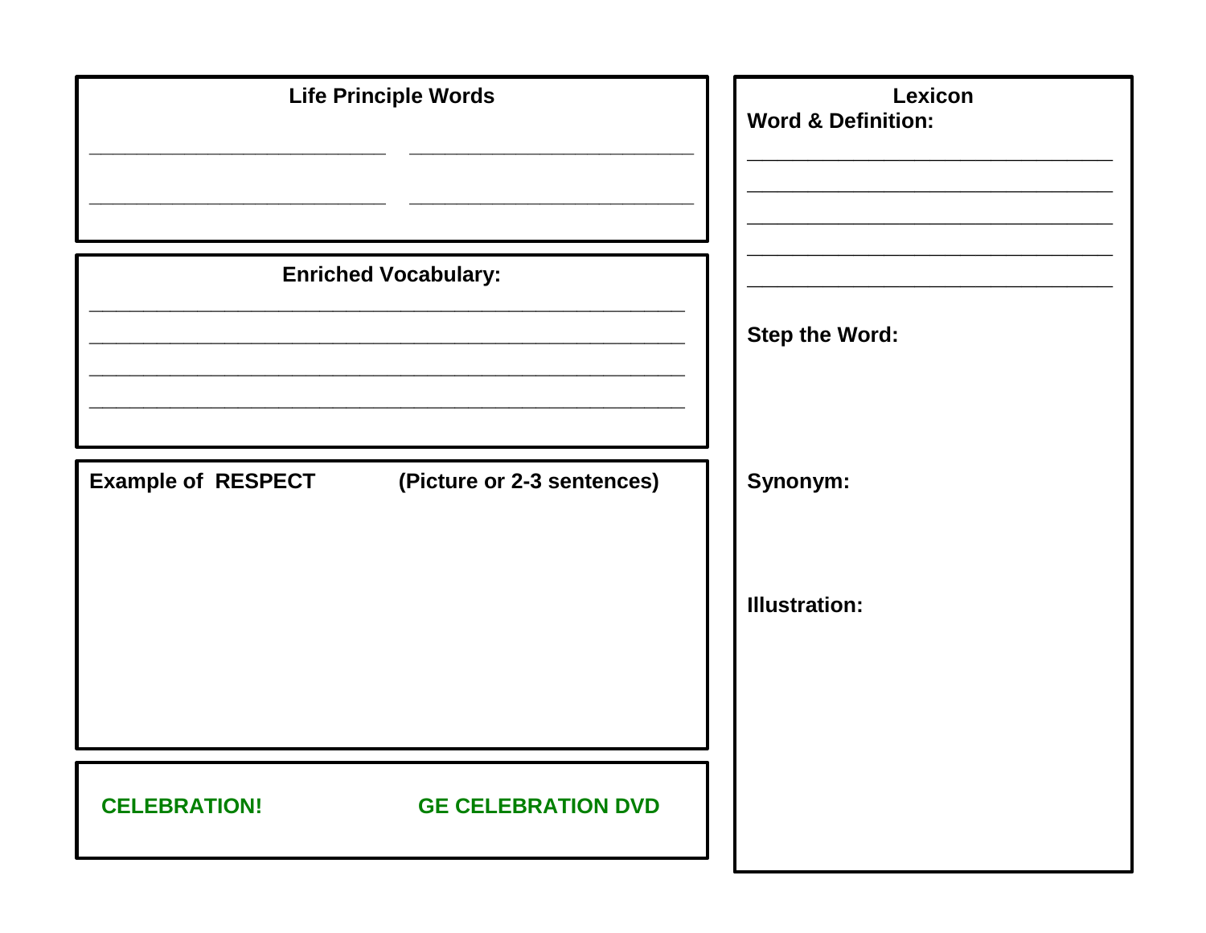**Life Principle Words**

\_\_\_\_\_\_\_\_\_\_\_\_\_\_\_\_\_\_\_\_\_\_\_\_\_\_\_\_ \_\_\_\_\_\_\_\_\_\_\_\_\_\_\_\_\_\_\_\_\_\_\_\_\_\_\_\_

\_\_\_\_\_\_\_\_\_\_\_\_\_\_\_\_\_\_\_\_\_\_\_\_\_\_\_\_ \_\_\_\_\_\_\_\_\_\_\_\_\_\_\_\_\_\_\_\_\_\_\_\_\_\_\_\_

**Enriched Vocabulary:**

\_\_\_\_\_\_\_\_\_\_\_\_\_\_\_\_\_\_\_\_\_\_\_\_\_\_\_\_\_\_\_\_\_\_\_\_\_\_\_\_\_\_\_\_\_\_\_\_\_\_\_\_\_\_\_\_

\_\_\_\_\_\_\_\_\_\_\_\_\_\_\_\_\_\_\_\_\_\_\_\_\_\_\_\_\_\_\_\_\_\_\_\_\_\_\_\_\_\_\_\_\_\_\_\_\_\_\_\_\_\_\_\_

\_\_\_\_\_\_\_\_\_\_\_\_\_\_\_\_\_\_\_\_\_\_\_\_\_\_\_\_\_\_\_\_\_\_\_\_\_\_\_\_\_\_\_\_\_\_\_\_\_\_\_\_\_\_\_\_

\_\_\_\_\_\_\_\_\_\_\_\_\_\_\_\_\_\_\_\_\_\_\_\_\_\_\_\_\_\_\_\_\_\_\_\_\_\_\_\_\_\_\_\_\_\_\_\_\_\_\_\_\_\_\_\_

**Example of RESPECT** **(Picture or 2-3 sentences)**

**CELEBRATION!** **GE CELEBRATION DVD**

**Lexicon**

**Word & Definition:**

\_\_\_\_\_\_\_\_\_\_\_\_\_\_\_\_\_\_\_\_\_\_\_\_\_\_\_\_\_\_\_\_\_\_\_\_

\_\_\_\_\_\_\_\_\_\_\_\_\_\_\_\_\_\_\_\_\_\_\_\_\_\_\_\_\_\_\_\_\_\_\_\_

\_\_\_\_\_\_\_\_\_\_\_\_\_\_\_\_\_\_\_\_\_\_\_\_\_\_\_\_\_\_\_\_\_\_\_\_

\_\_\_\_\_\_\_\_\_\_\_\_\_\_\_\_\_\_\_\_\_\_\_\_\_\_\_\_\_\_\_\_\_\_\_\_

\_\_\_\_\_\_\_\_\_\_\_\_\_\_\_\_\_\_\_\_\_\_\_\_\_\_\_\_\_\_\_\_\_\_\_\_

**Step the Word:**

**Synonym:**

**Illustration:**